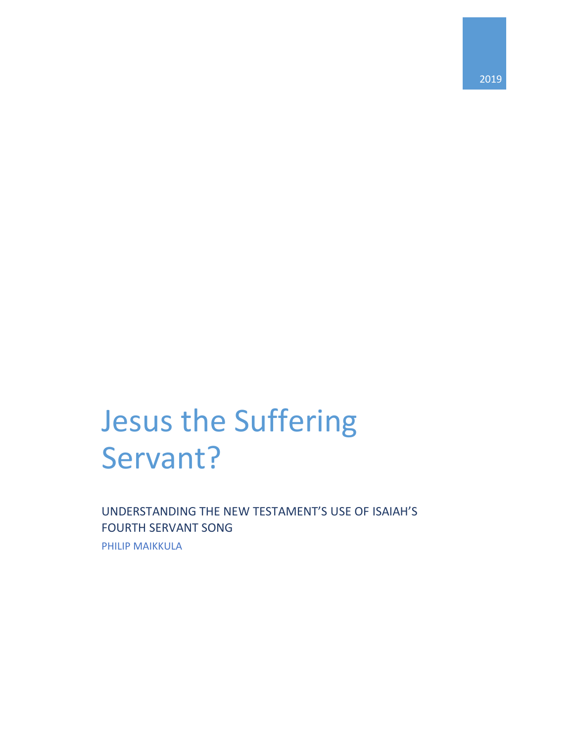2019

# Jesus the Suffering Servant?

## UNDERSTANDING THE NEW TESTAMENT'S USE OF ISAIAH'S FOURTH SERVANT SONG

PHILIP MAIKKULA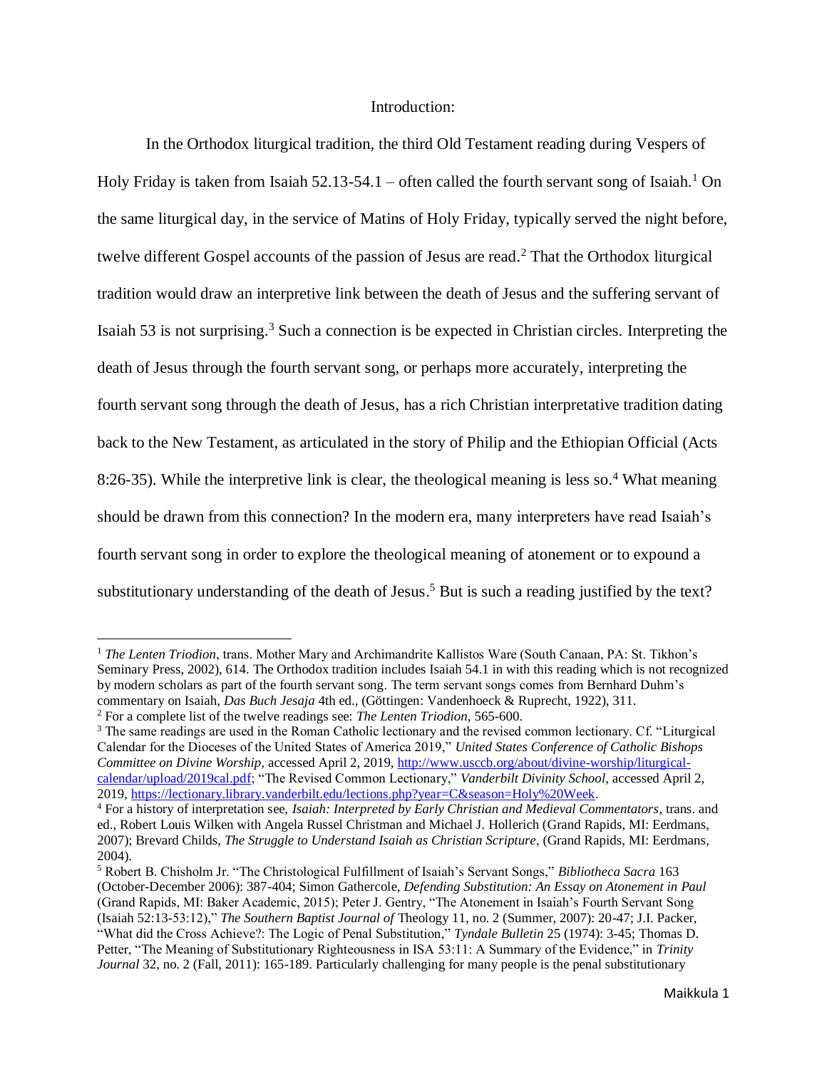## Introduction:

In the Orthodox liturgical tradition, the third Old Testament reading during Vespers of Holy Friday is taken from Isaiah 52.13-54.1 – often called the fourth servant song of Isaiah.[1] On the same liturgical day, in the service of Matins of Holy Friday, typically served the night before, twelve different Gospel accounts of the passion of Jesus are read.[2] That the Orthodox liturgical tradition would draw an interpretive link between the death of Jesus and the suffering servant of Isaiah 53 is not surprising.[3] Such a connection is be expected in Christian circles. Interpreting the death of Jesus through the fourth servant song, or perhaps more accurately, interpreting the fourth servant song through the death of Jesus, has a rich Christian interpretative tradition dating back to the New Testament, as articulated in the story of Philip and the Ethiopian Official (Acts 8:26-35). While the interpretive link is clear, the theological meaning is less so.[4] What meaning should be drawn from this connection? In the modern era, many interpreters have read Isaiah's fourth servant song in order to explore the theological meaning of atonement or to expound a substitutionary understanding of the death of Jesus.[5] But is such a reading justified by the text?

---

[1] *The Lenten Triodion*, trans. Mother Mary and Archimandrite Kallistos Ware (South Canaan, PA: St. Tikhon's Seminary Press, 2002), 614. The Orthodox tradition includes Isaiah 54.1 in with this reading which is not recognized by modern scholars as part of the fourth servant song. The term servant songs comes from Bernhard Duhm's commentary on Isaiah, *Das Buch Jesaja* 4th ed., (Göttingen: Vandenhoeck & Ruprecht, 1922), 311.

[2] For a complete list of the twelve readings see: *The Lenten Triodion*, 565-600.

[3] The same readings are used in the Roman Catholic lectionary and the revised common lectionary. Cf. "Liturgical Calendar for the Dioceses of the United States of America 2019," *United States Conference of Catholic Bishops Committee on Divine Worship*, accessed April 2, 2019, http://www.usccb.org/about/divine-worship/liturgical-calendar/upload/2019cal.pdf; "The Revised Common Lectionary," *Vanderbilt Divinity School*, accessed April 2, 2019, https://lectionary.library.vanderbilt.edu/lections.php?year=C&season=Holy%20Week.

[4] For a history of interpretation see, *Isaiah: Interpreted by Early Christian and Medieval Commentators*, trans. and ed., Robert Louis Wilken with Angela Russel Christman and Michael J. Hollerich (Grand Rapids, MI: Eerdmans, 2007); Brevard Childs, *The Struggle to Understand Isaiah as Christian Scripture*, (Grand Rapids, MI: Eerdmans, 2004).

[5] Robert B. Chisholm Jr. "The Christological Fulfillment of Isaiah's Servant Songs," *Bibliotheca Sacra* 163 (October-December 2006): 387-404; Simon Gathercole, *Defending Substitution: An Essay on Atonement in Paul* (Grand Rapids, MI: Baker Academic, 2015); Peter J. Gentry, "The Atonement in Isaiah's Fourth Servant Song (Isaiah 52:13-53:12)," *The Southern Baptist Journal of* Theology 11, no. 2 (Summer, 2007): 20-47; J.I. Packer, "What did the Cross Achieve?: The Logic of Penal Substitution," *Tyndale Bulletin* 25 (1974): 3-45; Thomas D. Petter, "The Meaning of Substitutionary Righteousness in ISA 53:11: A Summary of the Evidence," in *Trinity Journal* 32, no. 2 (Fall, 2011): 165-189. Particularly challenging for many people is the penal substitutionary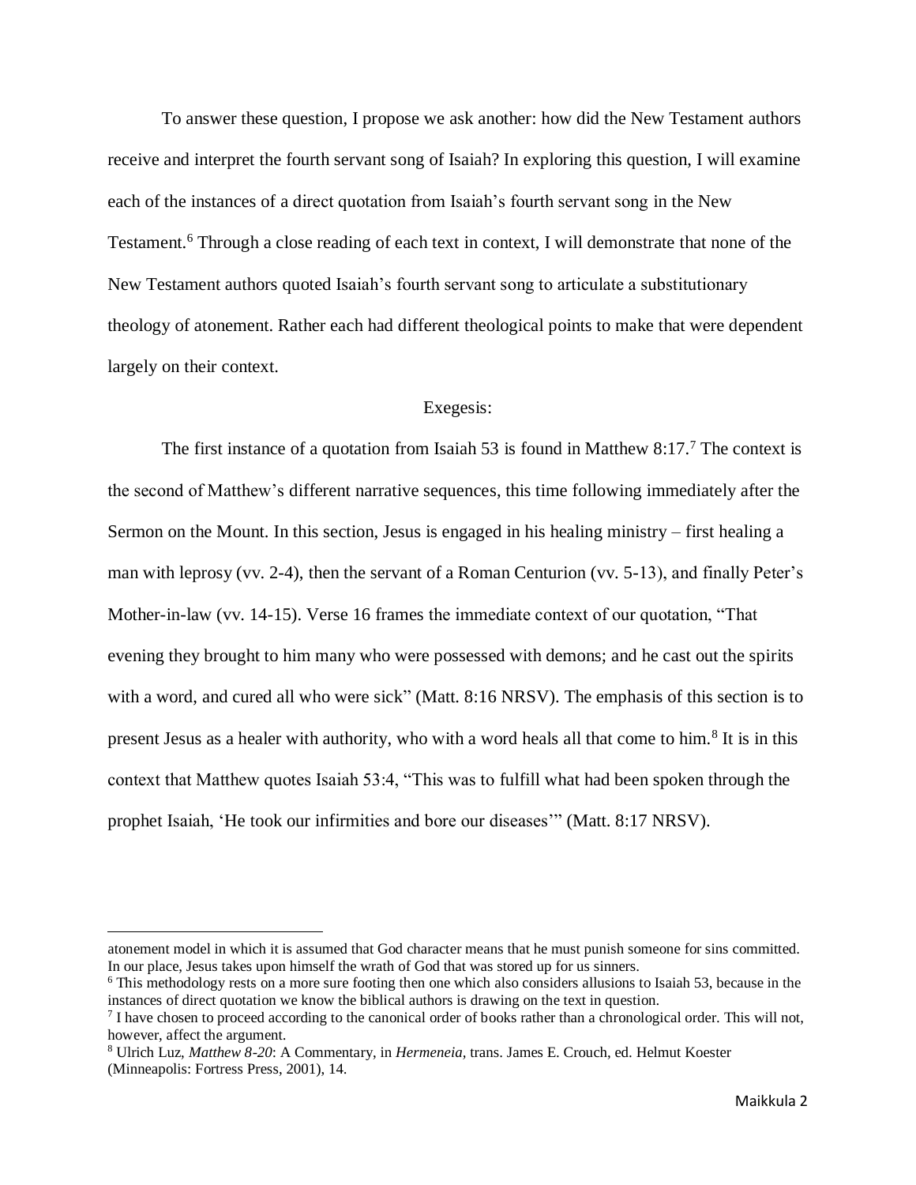To answer these question, I propose we ask another: how did the New Testament authors receive and interpret the fourth servant song of Isaiah? In exploring this question, I will examine each of the instances of a direct quotation from Isaiah's fourth servant song in the New Testament.[6] Through a close reading of each text in context, I will demonstrate that none of the New Testament authors quoted Isaiah's fourth servant song to articulate a substitutionary theology of atonement. Rather each had different theological points to make that were dependent largely on their context.

## Exegesis:

The first instance of a quotation from Isaiah 53 is found in Matthew 8:17.[7] The context is the second of Matthew's different narrative sequences, this time following immediately after the Sermon on the Mount. In this section, Jesus is engaged in his healing ministry – first healing a man with leprosy (vv. 2-4), then the servant of a Roman Centurion (vv. 5-13), and finally Peter's Mother-in-law (vv. 14-15). Verse 16 frames the immediate context of our quotation, "That evening they brought to him many who were possessed with demons; and he cast out the spirits with a word, and cured all who were sick" (Matt. 8:16 NRSV). The emphasis of this section is to present Jesus as a healer with authority, who with a word heals all that come to him.[8] It is in this context that Matthew quotes Isaiah 53:4, "This was to fulfill what had been spoken through the prophet Isaiah, 'He took our infirmities and bore our diseases'" (Matt. 8:17 NRSV).

---

atonement model in which it is assumed that God character means that he must punish someone for sins committed. In our place, Jesus takes upon himself the wrath of God that was stored up for us sinners.

[6] This methodology rests on a more sure footing then one which also considers allusions to Isaiah 53, because in the instances of direct quotation we know the biblical authors is drawing on the text in question.

[7] I have chosen to proceed according to the canonical order of books rather than a chronological order. This will not, however, affect the argument.

[8] Ulrich Luz, *Matthew 8-20*: A Commentary, in *Hermeneia*, trans. James E. Crouch, ed. Helmut Koester (Minneapolis: Fortress Press, 2001), 14.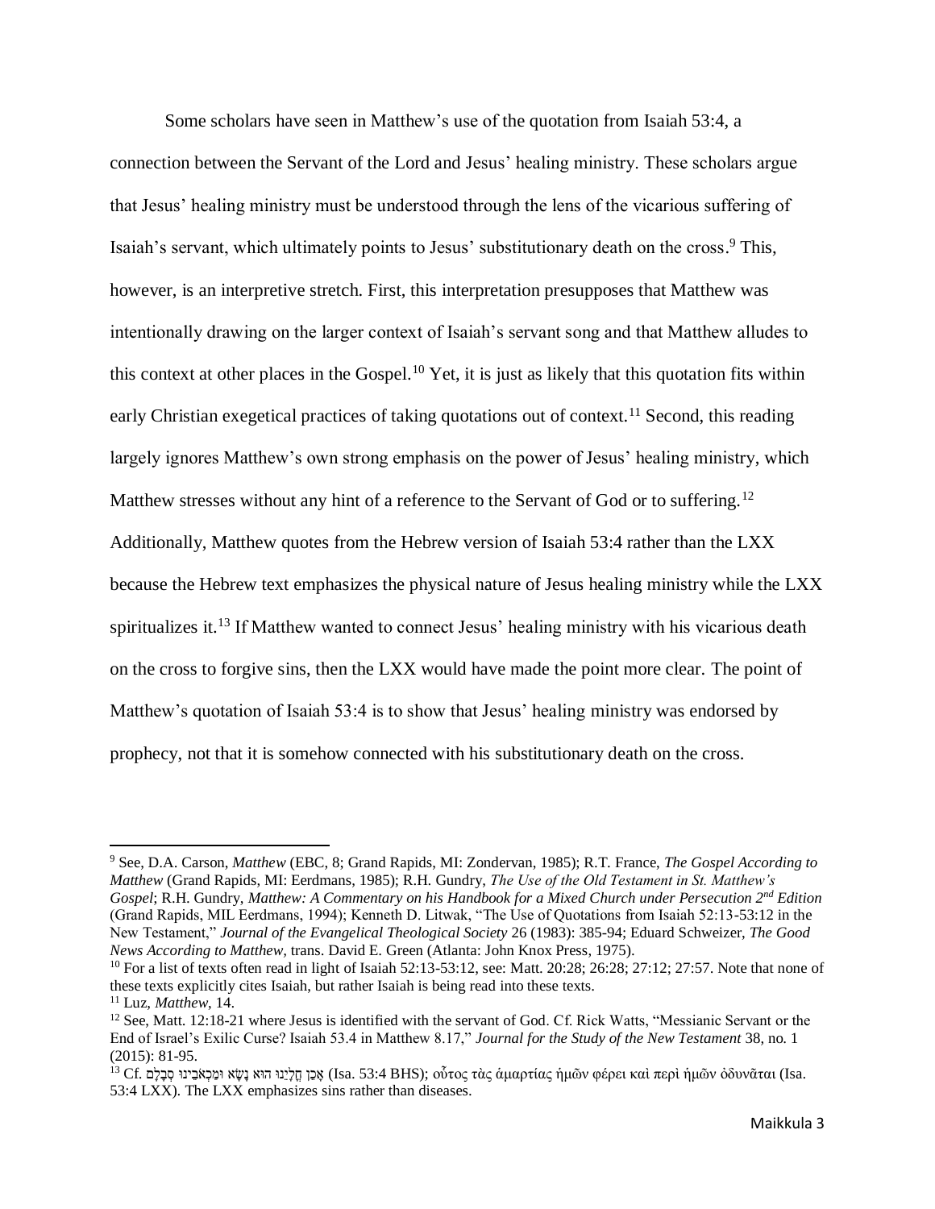Some scholars have seen in Matthew's use of the quotation from Isaiah 53:4, a connection between the Servant of the Lord and Jesus' healing ministry. These scholars argue that Jesus' healing ministry must be understood through the lens of the vicarious suffering of Isaiah's servant, which ultimately points to Jesus' substitutionary death on the cross.[9] This, however, is an interpretive stretch. First, this interpretation presupposes that Matthew was intentionally drawing on the larger context of Isaiah's servant song and that Matthew alludes to this context at other places in the Gospel.[10] Yet, it is just as likely that this quotation fits within early Christian exegetical practices of taking quotations out of context.[11] Second, this reading largely ignores Matthew's own strong emphasis on the power of Jesus' healing ministry, which Matthew stresses without any hint of a reference to the Servant of God or to suffering.[12] Additionally, Matthew quotes from the Hebrew version of Isaiah 53:4 rather than the LXX because the Hebrew text emphasizes the physical nature of Jesus healing ministry while the LXX spiritualizes it.[13] If Matthew wanted to connect Jesus' healing ministry with his vicarious death on the cross to forgive sins, then the LXX would have made the point more clear. The point of Matthew's quotation of Isaiah 53:4 is to show that Jesus' healing ministry was endorsed by prophecy, not that it is somehow connected with his substitutionary death on the cross.

---

[9] See, D.A. Carson, *Matthew* (EBC, 8; Grand Rapids, MI: Zondervan, 1985); R.T. France, *The Gospel According to Matthew* (Grand Rapids, MI: Eerdmans, 1985); R.H. Gundry, *The Use of the Old Testament in St. Matthew's Gospel*; R.H. Gundry, *Matthew: A Commentary on his Handbook for a Mixed Church under Persecution 2nd Edition* (Grand Rapids, MIL Eerdmans, 1994); Kenneth D. Litwak, "The Use of Quotations from Isaiah 52:13-53:12 in the New Testament," *Journal of the Evangelical Theological Society* 26 (1983): 385-94; Eduard Schweizer, *The Good News According to Matthew*, trans. David E. Green (Atlanta: John Knox Press, 1975).

[10] For a list of texts often read in light of Isaiah 52:13-53:12, see: Matt. 20:28; 26:28; 27:12; 27:57. Note that none of these texts explicitly cites Isaiah, but rather Isaiah is being read into these texts.

[11] Luz, *Matthew*, 14.

[12] See, Matt. 12:18-21 where Jesus is identified with the servant of God. Cf. Rick Watts, "Messianic Servant or the End of Israel's Exilic Curse? Isaiah 53.4 in Matthew 8.17," *Journal for the Study of the New Testament* 38, no. 1 (2015): 81-95.

[13] Cf. אָכֵן חֳלָיֵנוּ הוּא נָשָׂא וּמַכְאֹבֵינוּ סְבָלָם (Isa. 53:4 BHS); οὗτος τὰς ἁμαρτίας ἡμῶν φέρει καὶ περὶ ἡμῶν ὀδυνᾶται (Isa. 53:4 LXX). The LXX emphasizes sins rather than diseases.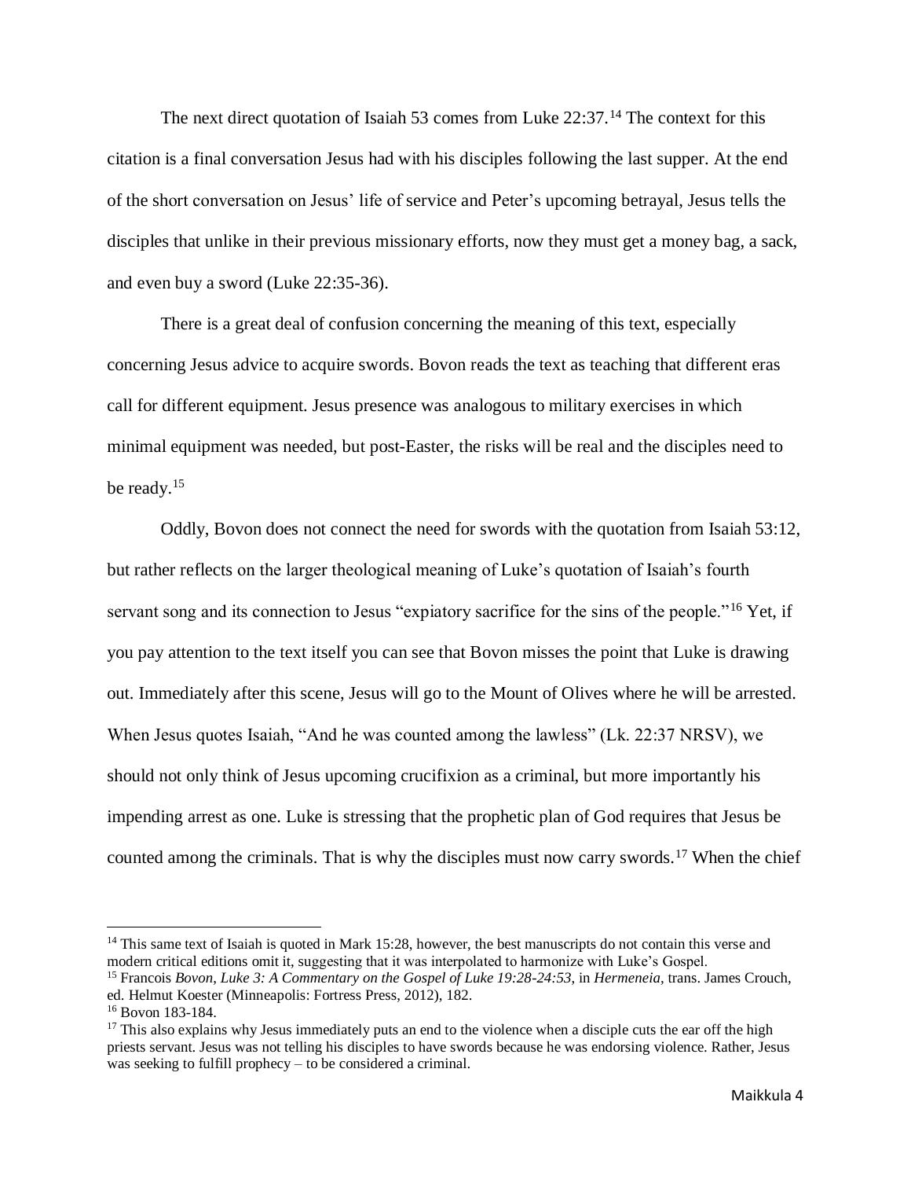The next direct quotation of Isaiah 53 comes from Luke 22:37.[14] The context for this citation is a final conversation Jesus had with his disciples following the last supper. At the end of the short conversation on Jesus' life of service and Peter's upcoming betrayal, Jesus tells the disciples that unlike in their previous missionary efforts, now they must get a money bag, a sack, and even buy a sword (Luke 22:35-36).

There is a great deal of confusion concerning the meaning of this text, especially concerning Jesus advice to acquire swords. Bovon reads the text as teaching that different eras call for different equipment. Jesus presence was analogous to military exercises in which minimal equipment was needed, but post-Easter, the risks will be real and the disciples need to be ready.[15]

Oddly, Bovon does not connect the need for swords with the quotation from Isaiah 53:12, but rather reflects on the larger theological meaning of Luke's quotation of Isaiah's fourth servant song and its connection to Jesus "expiatory sacrifice for the sins of the people."[16] Yet, if you pay attention to the text itself you can see that Bovon misses the point that Luke is drawing out. Immediately after this scene, Jesus will go to the Mount of Olives where he will be arrested. When Jesus quotes Isaiah, "And he was counted among the lawless" (Lk. 22:37 NRSV), we should not only think of Jesus upcoming crucifixion as a criminal, but more importantly his impending arrest as one. Luke is stressing that the prophetic plan of God requires that Jesus be counted among the criminals. That is why the disciples must now carry swords.[17] When the chief

---

[14] This same text of Isaiah is quoted in Mark 15:28, however, the best manuscripts do not contain this verse and modern critical editions omit it, suggesting that it was interpolated to harmonize with Luke's Gospel.

[15] Francois *Bovon, Luke 3: A Commentary on the Gospel of Luke 19:28-24:53,* in *Hermeneia,* trans. James Crouch, ed. Helmut Koester (Minneapolis: Fortress Press, 2012), 182.

[16] Bovon 183-184.

[17] This also explains why Jesus immediately puts an end to the violence when a disciple cuts the ear off the high priests servant. Jesus was not telling his disciples to have swords because he was endorsing violence. Rather, Jesus was seeking to fulfill prophecy – to be considered a criminal.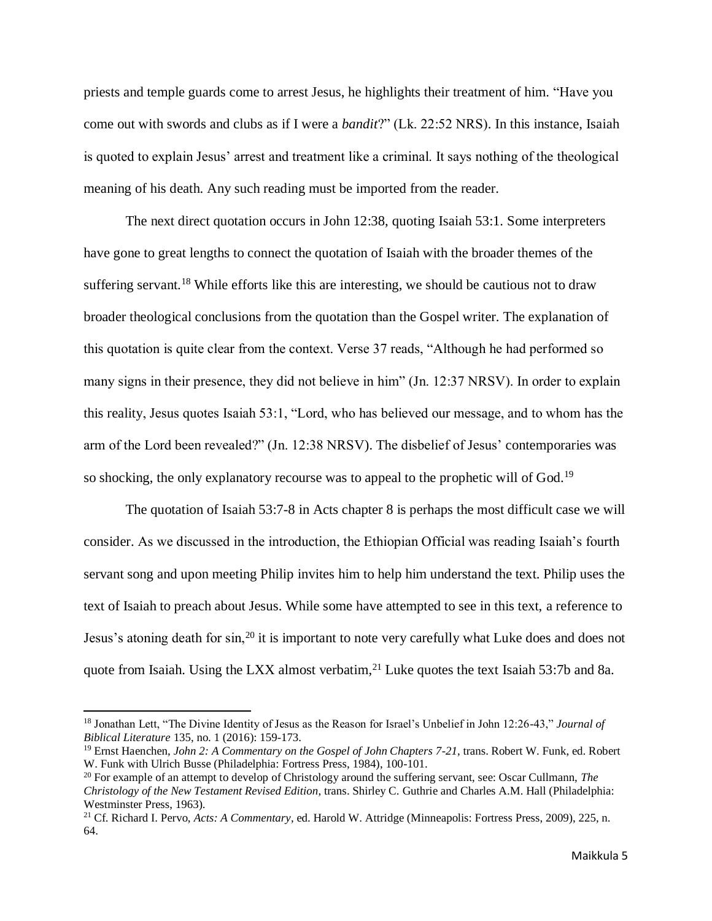priests and temple guards come to arrest Jesus, he highlights their treatment of him. "Have you come out with swords and clubs as if I were a *bandit*?" (Lk. 22:52 NRS). In this instance, Isaiah is quoted to explain Jesus' arrest and treatment like a criminal. It says nothing of the theological meaning of his death. Any such reading must be imported from the reader.

The next direct quotation occurs in John 12:38, quoting Isaiah 53:1. Some interpreters have gone to great lengths to connect the quotation of Isaiah with the broader themes of the suffering servant.[18] While efforts like this are interesting, we should be cautious not to draw broader theological conclusions from the quotation than the Gospel writer. The explanation of this quotation is quite clear from the context. Verse 37 reads, "Although he had performed so many signs in their presence, they did not believe in him" (Jn. 12:37 NRSV). In order to explain this reality, Jesus quotes Isaiah 53:1, "Lord, who has believed our message, and to whom has the arm of the Lord been revealed?" (Jn. 12:38 NRSV). The disbelief of Jesus' contemporaries was so shocking, the only explanatory recourse was to appeal to the prophetic will of God.[19]

The quotation of Isaiah 53:7-8 in Acts chapter 8 is perhaps the most difficult case we will consider. As we discussed in the introduction, the Ethiopian Official was reading Isaiah's fourth servant song and upon meeting Philip invites him to help him understand the text. Philip uses the text of Isaiah to preach about Jesus. While some have attempted to see in this text, a reference to Jesus's atoning death for sin,[20] it is important to note very carefully what Luke does and does not quote from Isaiah. Using the LXX almost verbatim,[21] Luke quotes the text Isaiah 53:7b and 8a.

---

[18] Jonathan Lett, "The Divine Identity of Jesus as the Reason for Israel's Unbelief in John 12:26-43," *Journal of Biblical Literature* 135, no. 1 (2016): 159-173.

[19] Ernst Haenchen, *John 2: A Commentary on the Gospel of John Chapters 7-21*, trans. Robert W. Funk, ed. Robert W. Funk with Ulrich Busse (Philadelphia: Fortress Press, 1984), 100-101.

[20] For example of an attempt to develop of Christology around the suffering servant, see: Oscar Cullmann, *The Christology of the New Testament Revised Edition*, trans. Shirley C. Guthrie and Charles A.M. Hall (Philadelphia: Westminster Press, 1963).

[21] Cf. Richard I. Pervo, *Acts: A Commentary*, ed. Harold W. Attridge (Minneapolis: Fortress Press, 2009), 225, n. 64.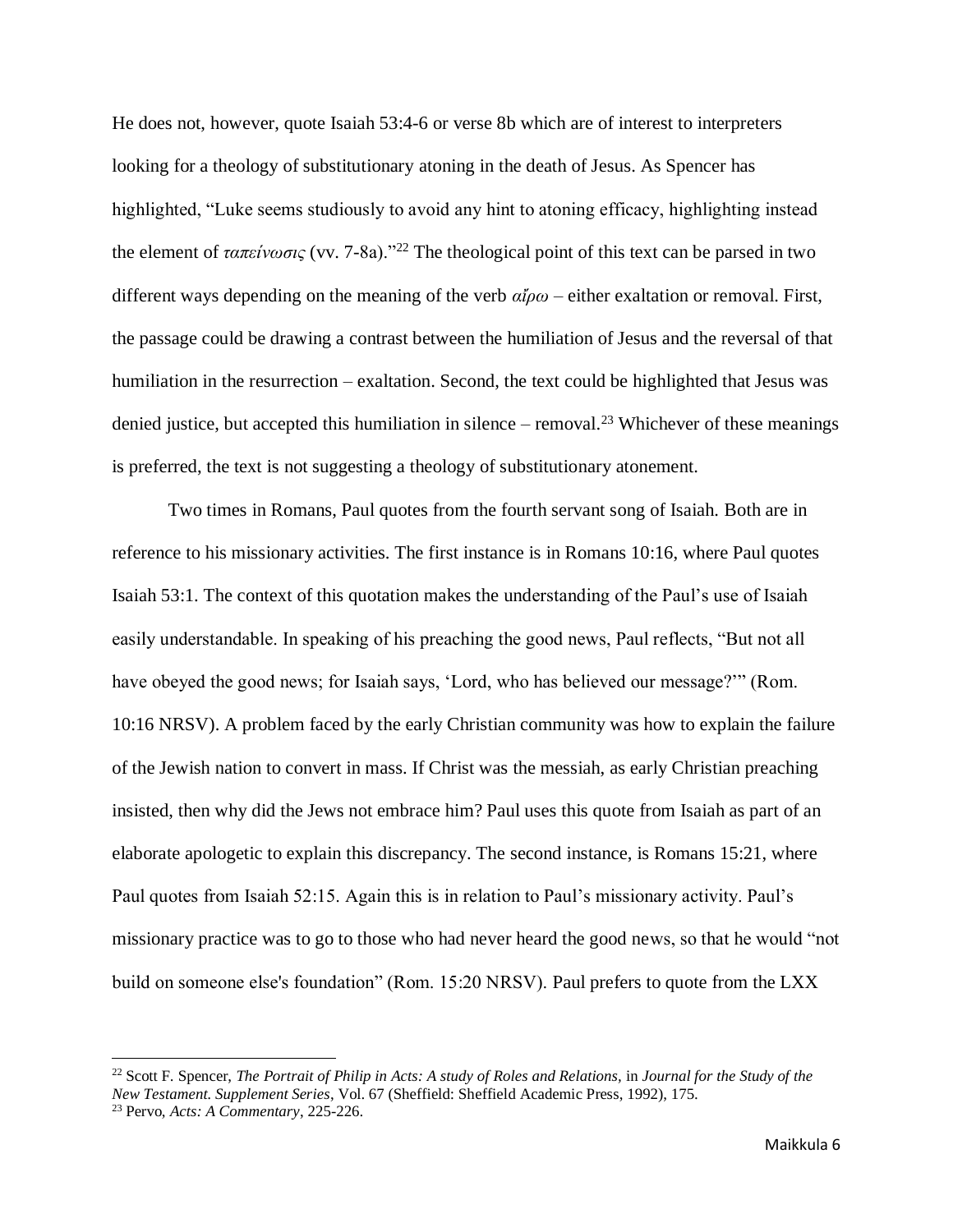He does not, however, quote Isaiah 53:4-6 or verse 8b which are of interest to interpreters looking for a theology of substitutionary atoning in the death of Jesus. As Spencer has highlighted, "Luke seems studiously to avoid any hint to atoning efficacy, highlighting instead the element of *ταπείνωσις* (vv. 7-8a)."[22] The theological point of this text can be parsed in two different ways depending on the meaning of the verb *αἴρω* – either exaltation or removal. First, the passage could be drawing a contrast between the humiliation of Jesus and the reversal of that humiliation in the resurrection – exaltation. Second, the text could be highlighted that Jesus was denied justice, but accepted this humiliation in silence – removal.[23] Whichever of these meanings is preferred, the text is not suggesting a theology of substitutionary atonement.

Two times in Romans, Paul quotes from the fourth servant song of Isaiah. Both are in reference to his missionary activities. The first instance is in Romans 10:16, where Paul quotes Isaiah 53:1. The context of this quotation makes the understanding of the Paul's use of Isaiah easily understandable. In speaking of his preaching the good news, Paul reflects, "But not all have obeyed the good news; for Isaiah says, 'Lord, who has believed our message?'" (Rom. 10:16 NRSV). A problem faced by the early Christian community was how to explain the failure of the Jewish nation to convert in mass. If Christ was the messiah, as early Christian preaching insisted, then why did the Jews not embrace him? Paul uses this quote from Isaiah as part of an elaborate apologetic to explain this discrepancy. The second instance, is Romans 15:21, where Paul quotes from Isaiah 52:15. Again this is in relation to Paul's missionary activity. Paul's missionary practice was to go to those who had never heard the good news, so that he would "not build on someone else's foundation" (Rom. 15:20 NRSV). Paul prefers to quote from the LXX

---

[22] Scott F. Spencer, *The Portrait of Philip in Acts: A study of Roles and Relations*, in *Journal for the Study of the New Testament. Supplement Series*, Vol. 67 (Sheffield: Sheffield Academic Press, 1992), 175.

[23] Pervo, *Acts: A Commentary*, 225-226.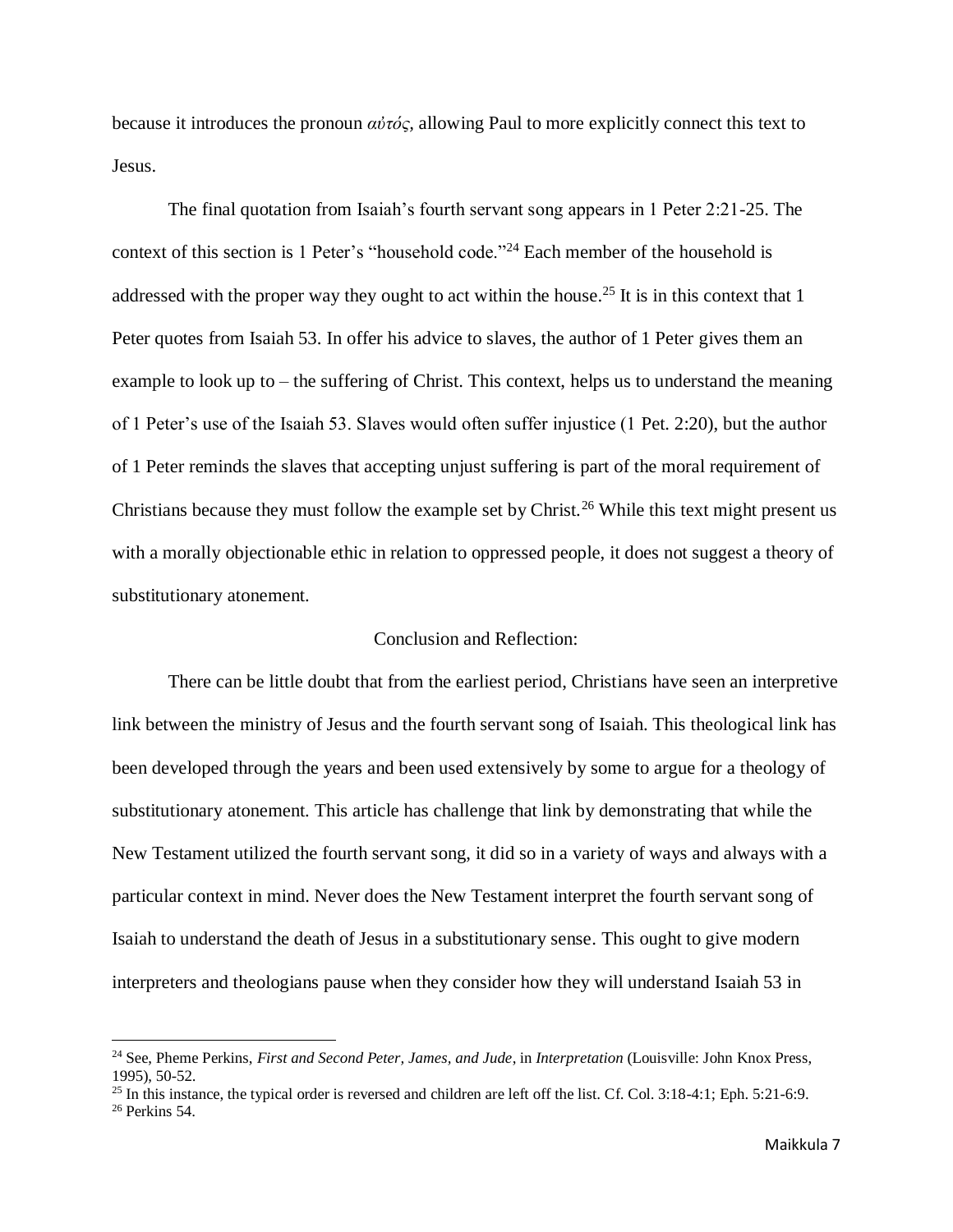because it introduces the pronoun *αὐτός*, allowing Paul to more explicitly connect this text to Jesus.

The final quotation from Isaiah's fourth servant song appears in 1 Peter 2:21-25. The context of this section is 1 Peter's "household code."[24] Each member of the household is addressed with the proper way they ought to act within the house.[25] It is in this context that 1 Peter quotes from Isaiah 53. In offer his advice to slaves, the author of 1 Peter gives them an example to look up to – the suffering of Christ. This context, helps us to understand the meaning of 1 Peter's use of the Isaiah 53. Slaves would often suffer injustice (1 Pet. 2:20), but the author of 1 Peter reminds the slaves that accepting unjust suffering is part of the moral requirement of Christians because they must follow the example set by Christ.[26] While this text might present us with a morally objectionable ethic in relation to oppressed people, it does not suggest a theory of substitutionary atonement.

## Conclusion and Reflection:

There can be little doubt that from the earliest period, Christians have seen an interpretive link between the ministry of Jesus and the fourth servant song of Isaiah. This theological link has been developed through the years and been used extensively by some to argue for a theology of substitutionary atonement. This article has challenge that link by demonstrating that while the New Testament utilized the fourth servant song, it did so in a variety of ways and always with a particular context in mind. Never does the New Testament interpret the fourth servant song of Isaiah to understand the death of Jesus in a substitutionary sense. This ought to give modern interpreters and theologians pause when they consider how they will understand Isaiah 53 in

---

[24] See, Pheme Perkins, *First and Second Peter, James, and Jude*, in *Interpretation* (Louisville: John Knox Press, 1995), 50-52.

[25] In this instance, the typical order is reversed and children are left off the list. Cf. Col. 3:18-4:1; Eph. 5:21-6:9.

[26] Perkins 54.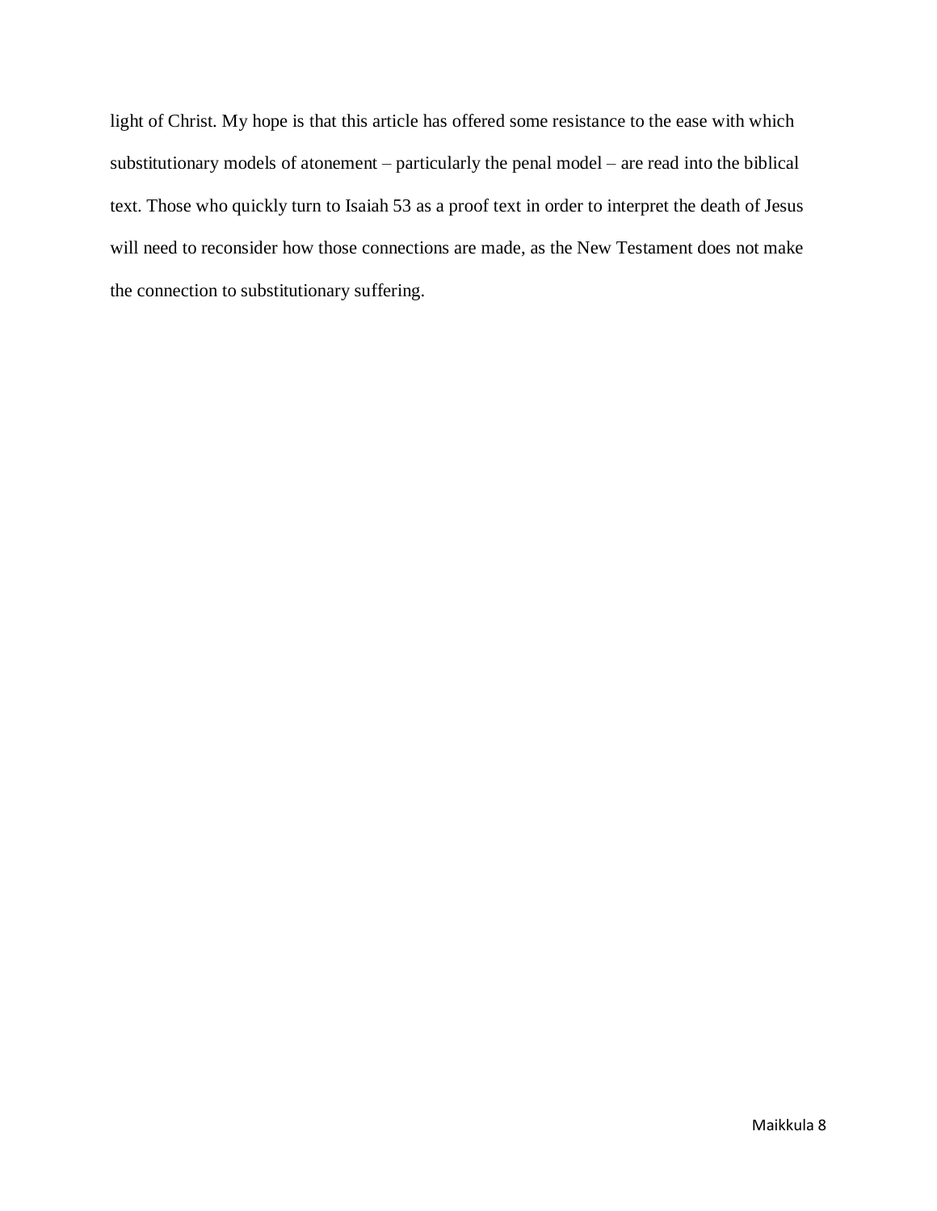light of Christ. My hope is that this article has offered some resistance to the ease with which substitutionary models of atonement – particularly the penal model – are read into the biblical text. Those who quickly turn to Isaiah 53 as a proof text in order to interpret the death of Jesus will need to reconsider how those connections are made, as the New Testament does not make the connection to substitutionary suffering.